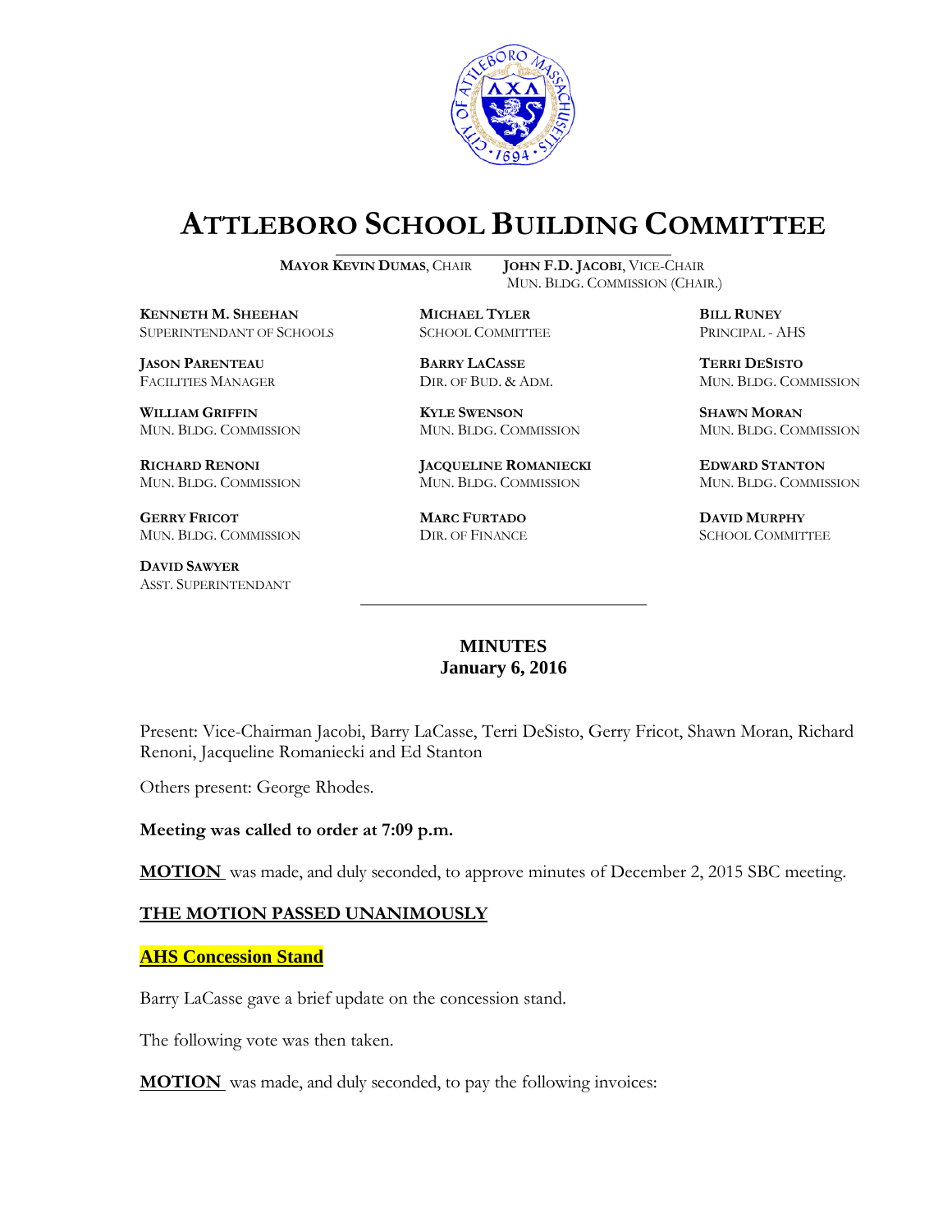# ATTLEBORO SCHOOL BUILDING COMMITTEE

**MAYOR KEVIN DUMAS**, CHAIR  **JOHN F.D. JACOBI**, VICE-CHAIR
MUN. BLDG. COMMISSION (CHAIR.)

**KENNETH M. SHEEHAN**
SUPERINTENDANT OF SCHOOLS

**MICHAEL TYLER**
SCHOOL COMMITTEE

**BILL RUNEY**
PRINCIPAL - AHS

**JASON PARENTEAU**
FACILITIES MANAGER

**BARRY LACASSE**
DIR. OF BUD. & ADM.

**TERRI DESISTO**
MUN. BLDG. COMMISSION

**WILLIAM GRIFFIN**
MUN. BLDG. COMMISSION

**KYLE SWENSON**
MUN. BLDG. COMMISSION

**SHAWN MORAN**
MUN. BLDG. COMMISSION

**RICHARD RENONI**
MUN. BLDG. COMMISSION

**JACQUELINE ROMANIECKI**
MUN. BLDG. COMMISSION

**EDWARD STANTON**
MUN. BLDG. COMMISSION

**GERRY FRICOT**
MUN. BLDG. COMMISSION

**MARC FURTADO**
DIR. OF FINANCE

**DAVID MURPHY**
SCHOOL COMMITTEE

**DAVID SAWYER**
ASST. SUPERINTENDANT

## MINUTES
## January 6, 2016

Present: Vice-Chairman Jacobi, Barry LaCasse, Terri DeSisto, Gerry Fricot, Shawn Moran, Richard Renoni, Jacqueline Romaniecki and Ed Stanton

Others present: George Rhodes.

**Meeting was called to order at 7:09 p.m.**

**MOTION** was made, and duly seconded, to approve minutes of December 2, 2015 SBC meeting.

**THE MOTION PASSED UNANIMOUSLY**

**AHS Concession Stand**

Barry LaCasse gave a brief update on the concession stand.

The following vote was then taken.

**MOTION** was made, and duly seconded, to pay the following invoices: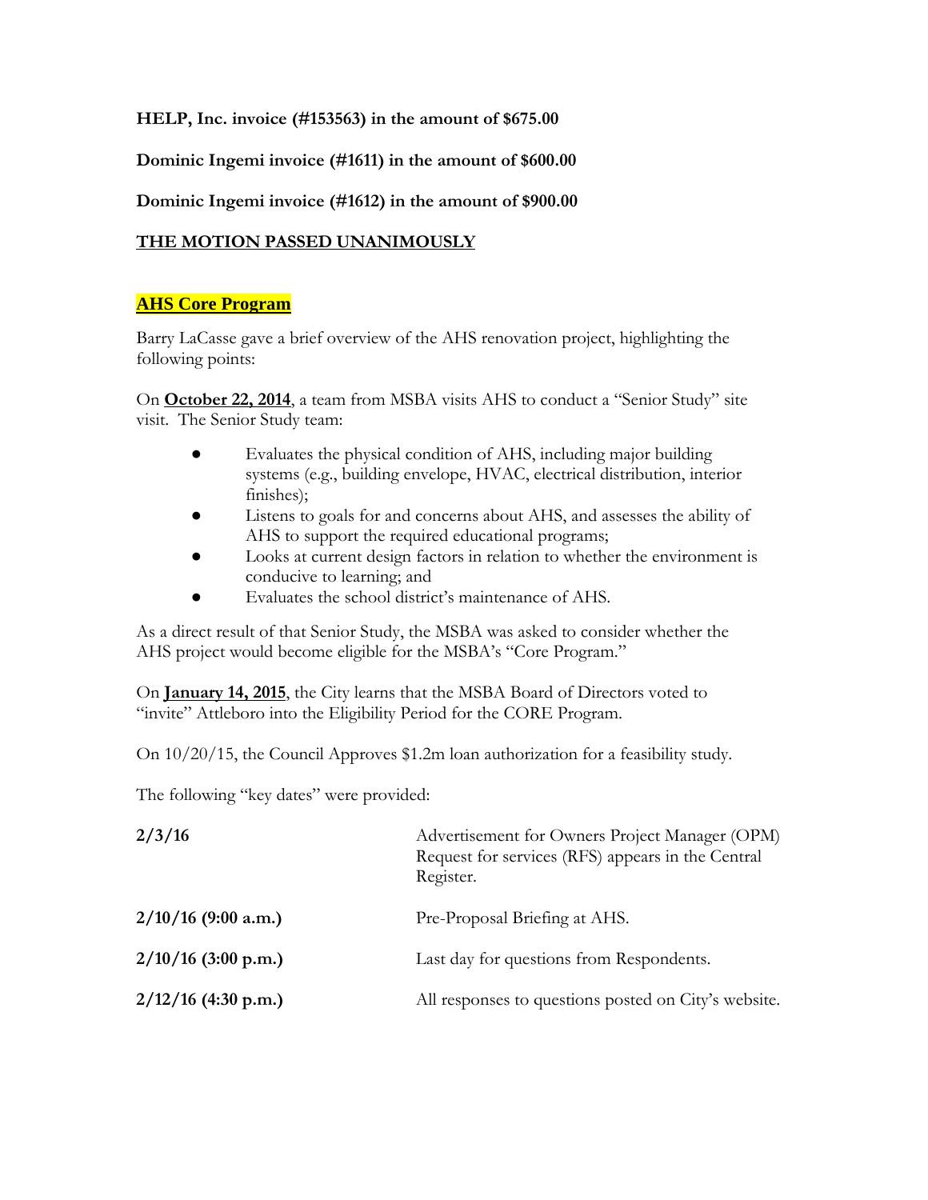**HELP, Inc. invoice (#153563) in the amount of $675.00**

**Dominic Ingemi invoice (#1611) in the amount of $600.00**

**Dominic Ingemi invoice (#1612) in the amount of $900.00**

**THE MOTION PASSED UNANIMOUSLY**

## AHS Core Program

Barry LaCasse gave a brief overview of the AHS renovation project, highlighting the following points:

On **October 22, 2014**, a team from MSBA visits AHS to conduct a "Senior Study" site visit. The Senior Study team:

- Evaluates the physical condition of AHS, including major building systems (e.g., building envelope, HVAC, electrical distribution, interior finishes);
- Listens to goals for and concerns about AHS, and assesses the ability of AHS to support the required educational programs;
- Looks at current design factors in relation to whether the environment is conducive to learning; and
- Evaluates the school district's maintenance of AHS.

As a direct result of that Senior Study, the MSBA was asked to consider whether the AHS project would become eligible for the MSBA's "Core Program."

On **January 14, 2015**, the City learns that the MSBA Board of Directors voted to "invite" Attleboro into the Eligibility Period for the CORE Program.

On 10/20/15, the Council Approves $1.2m loan authorization for a feasibility study.

The following "key dates" were provided:

| | |
|---|---|
| **2/3/16** | Advertisement for Owners Project Manager (OPM) Request for services (RFS) appears in the Central Register. |
| **2/10/16 (9:00 a.m.)** | Pre-Proposal Briefing at AHS. |
| **2/10/16 (3:00 p.m.)** | Last day for questions from Respondents. |
| **2/12/16 (4:30 p.m.)** | All responses to questions posted on City's website. |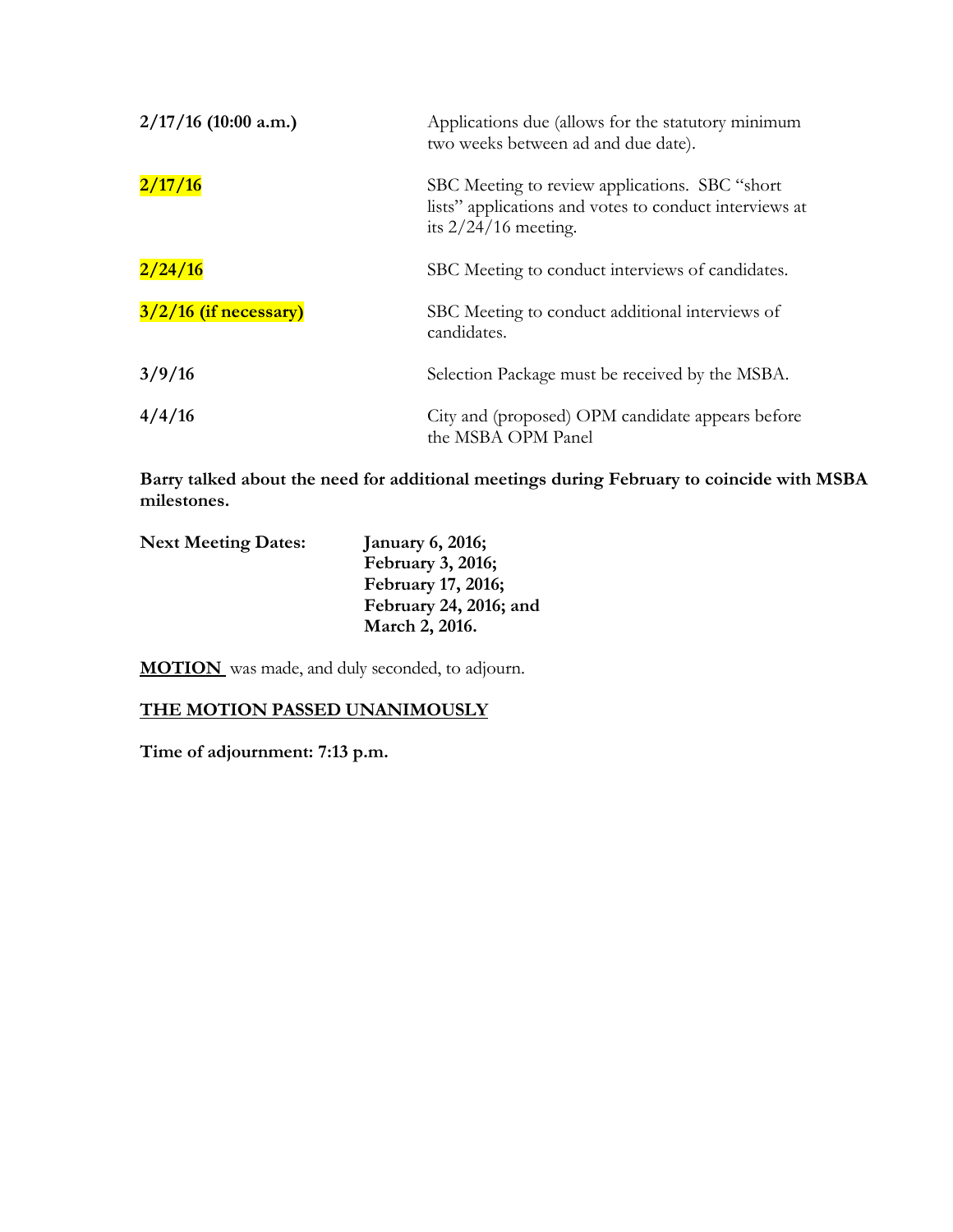| | |
|---|---|
| **2/17/16 (10:00 a.m.)** | Applications due (allows for the statutory minimum two weeks between ad and due date). |
| **2/17/16** | SBC Meeting to review applications. SBC "short lists" applications and votes to conduct interviews at its 2/24/16 meeting. |
| **2/24/16** | SBC Meeting to conduct interviews of candidates. |
| **3/2/16 (if necessary)** | SBC Meeting to conduct additional interviews of candidates. |
| **3/9/16** | Selection Package must be received by the MSBA. |
| **4/4/16** | City and (proposed) OPM candidate appears before the MSBA OPM Panel |

**Barry talked about the need for additional meetings during February to coincide with MSBA milestones.**

**Next Meeting Dates:** **January 6, 2016;**
**February 3, 2016;**
**February 17, 2016;**
**February 24, 2016; and**
**March 2, 2016.**

**MOTION** was made, and duly seconded, to adjourn.

**THE MOTION PASSED UNANIMOUSLY**

**Time of adjournment: 7:13 p.m.**